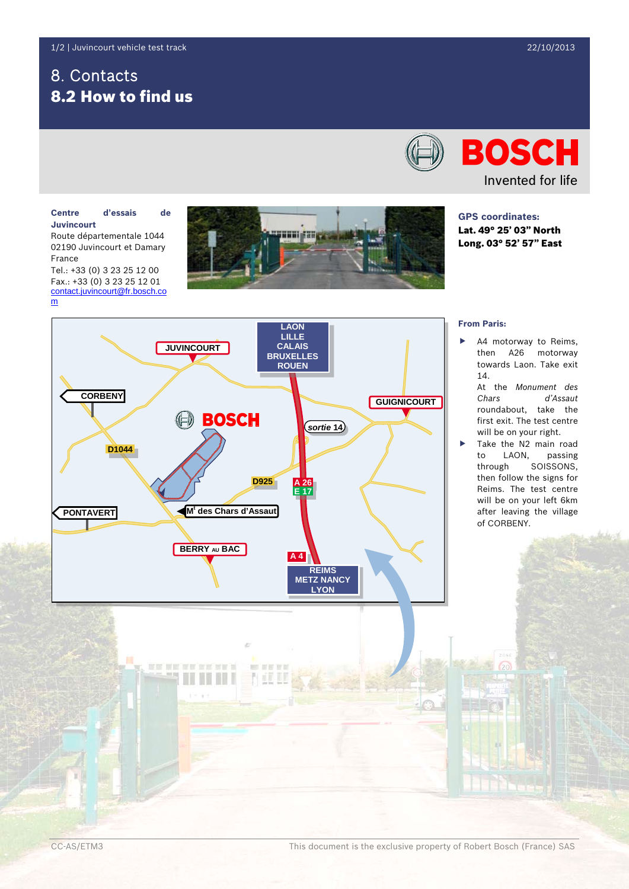# 8. Contacts

## 8.2 How to find us

**Centre d'essais de Juvincourt**
Route départementale 1044
02190 Juvincourt et Damary
France
Tel.: +33 (0) 3 23 25 12 00
Fax.: +33 (0) 3 23 25 12 01
contact.juvincourt@fr.bosch.com

**GPS coordinates:**
**Lat. 49° 25' 03" North**
**Long. 03° 52' 57" East**

**From Paris:**

- A4 motorway to Reims, then A26 motorway towards Laon. Take exit 14.
  At the *Monument des Chars d'Assaut* roundabout, take the first exit. The test centre will be on your right.
- Take the N2 main road to LAON, passing through SOISSONS, then follow the signs for Reims. The test centre will be on your left 6km after leaving the village of CORBENY.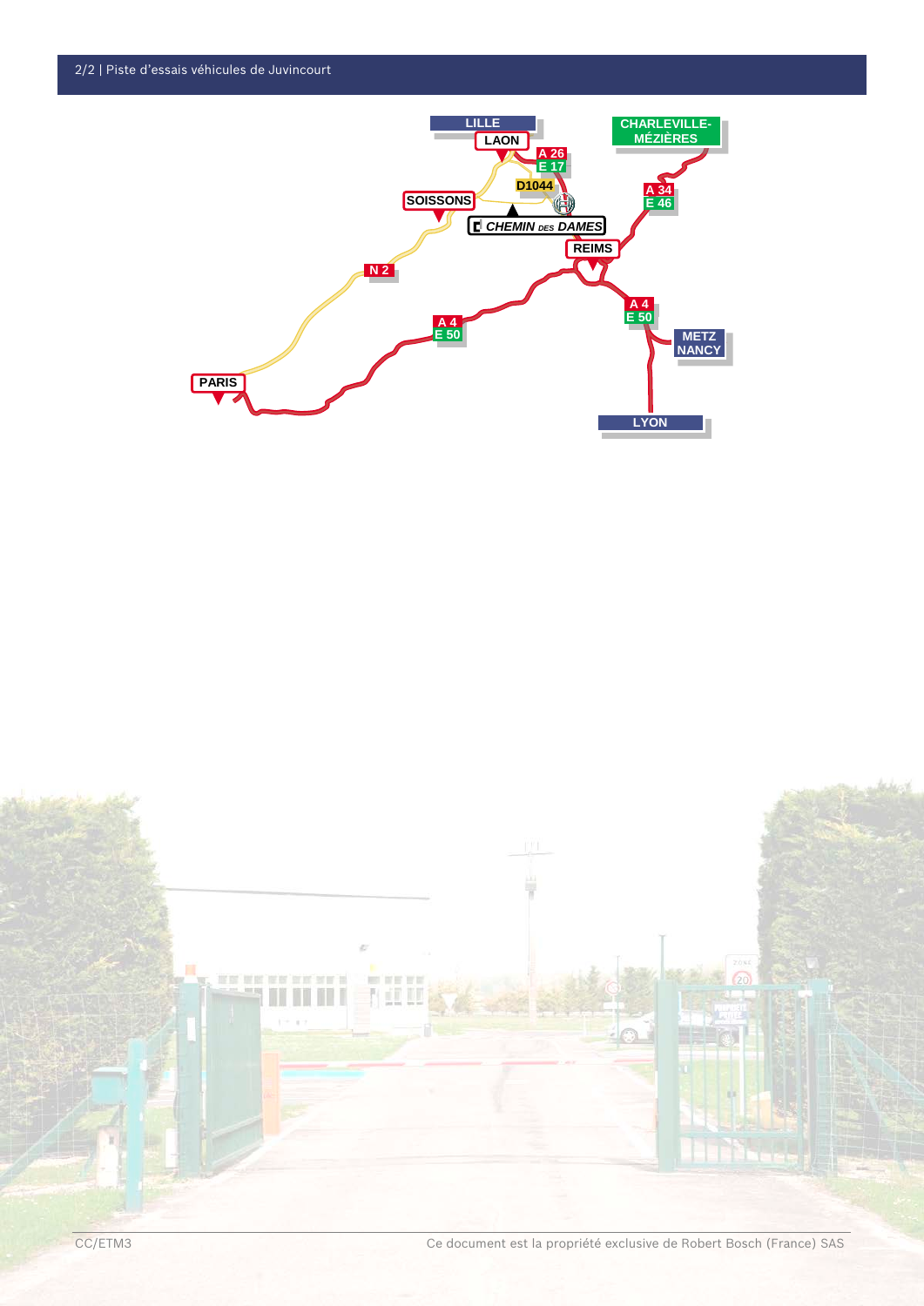LILLE

LAON

A 26
E 17

D1044

SOISSONS

CHEMIN DES DAMES

CHARLEVILLE-MÉZIÈRES

A 34
E 46

REIMS

N 2

A 4
E 50

A 4
E 50

METZ
NANCY

PARIS

LYON